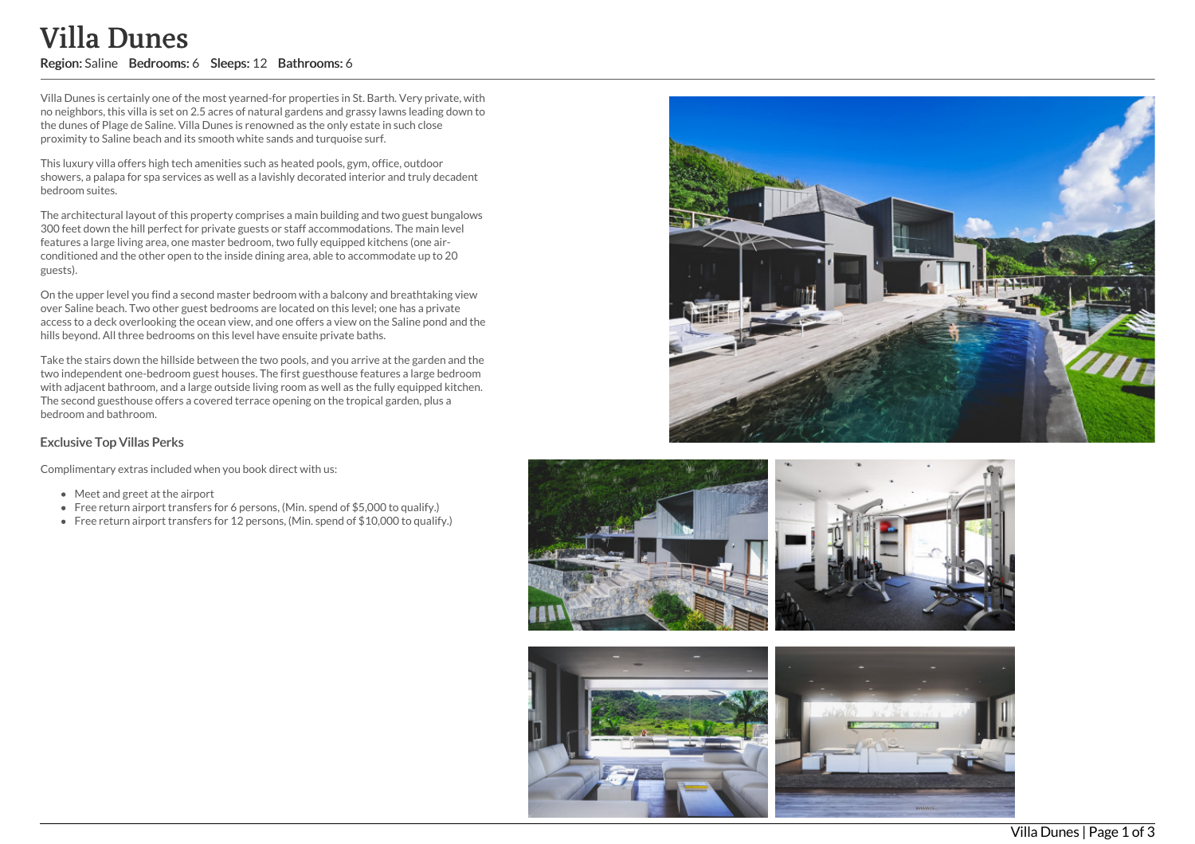# Villa Dunes

**Region:** Saline **Bedrooms:** 6 **Sleeps:** 12 **Bathrooms:** 6

Villa Dunes is certainly one of the most yearned-for properties in St. Barth. Very private, with no neighbors, this villa is set on 2.5 acres of natural gardens and grassy lawns leading down to the dunes of Plage de Saline. Villa Dunes is renowned as the only estate in such close proximity to Saline beach and its smooth white sands and turquoise surf.

This luxury villa offers high tech amenities such as heated pools, gym, office, outdoor showers, a palapa for spa services as well as a lavishly decorated interior and truly decadent bedroom suites.

The architectural layout of this property comprises a main building and two guest bungalows 300 feet down the hill perfect for private guests or staff accommodations. The main level features a large living area, one master bedroom, two fully equipped kitchens (one air-conditioned and the other open to the inside dining area, able to accommodate up to 20 guests).

On the upper level you find a second master bedroom with a balcony and breathtaking view over Saline beach. Two other guest bedrooms are located on this level; one has a private access to a deck overlooking the ocean view, and one offers a view on the Saline pond and the hills beyond. All three bedrooms on this level have ensuite private baths.

Take the stairs down the hillside between the two pools, and you arrive at the garden and the two independent one-bedroom guest houses. The first guesthouse features a large bedroom with adjacent bathroom, and a large outside living room as well as the fully equipped kitchen. The second guesthouse offers a covered terrace opening on the tropical garden, plus a bedroom and bathroom.

### Exclusive Top Villas Perks

Complimentary extras included when you book direct with us:

- Meet and greet at the airport
- Free return airport transfers for 6 persons, (Min. spend of $5,000 to qualify.)
- Free return airport transfers for 12 persons, (Min. spend of $10,000 to qualify.)